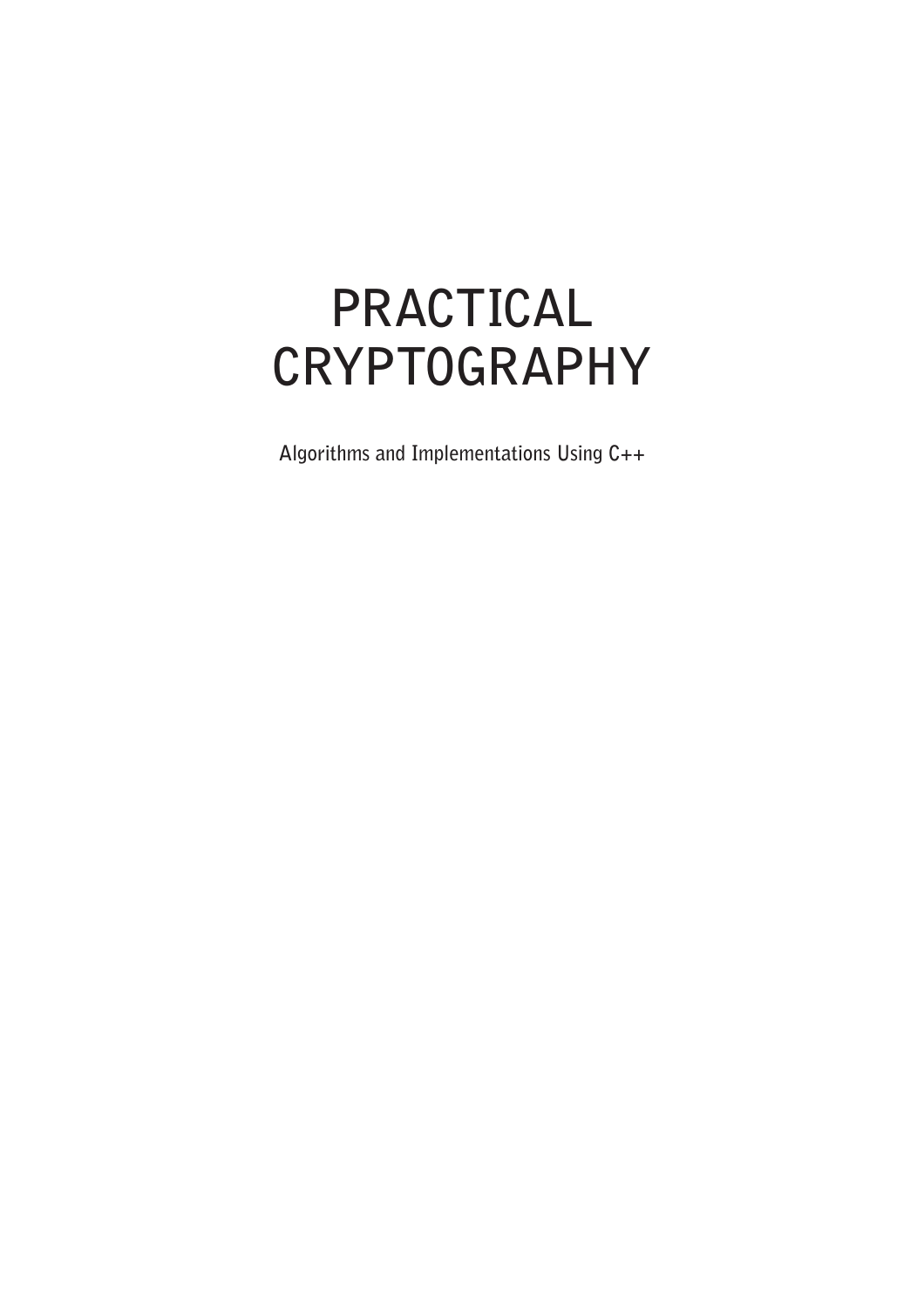# PRACTICAL CRYPTOGRAPHY

**Algorithms and Implementations Using C++**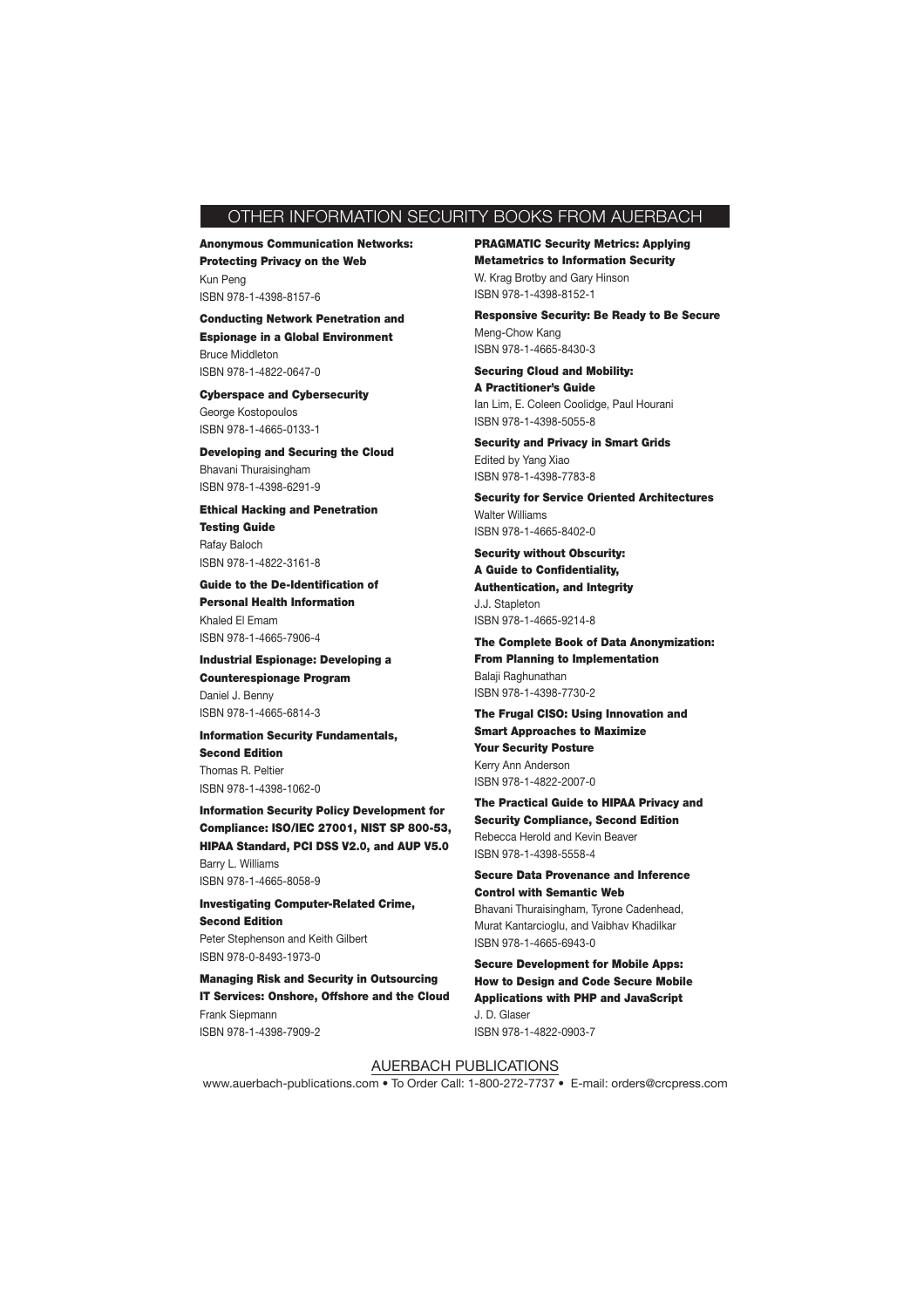## OTHER INFORMATION SECURITY BOOKS FROM AUERBACH

**Anonymous Communication Networks: Protecting Privacy on the Web**
Kun Peng
ISBN 978-1-4398-8157-6

**Conducting Network Penetration and Espionage in a Global Environment**
Bruce Middleton
ISBN 978-1-4822-0647-0

**Cyberspace and Cybersecurity**
George Kostopoulos
ISBN 978-1-4665-0133-1

**Developing and Securing the Cloud**
Bhavani Thuraisingham
ISBN 978-1-4398-6291-9

**Ethical Hacking and Penetration Testing Guide**
Rafay Baloch
ISBN 978-1-4822-3161-8

**Guide to the De-Identification of Personal Health Information**
Khaled El Emam
ISBN 978-1-4665-7906-4

**Industrial Espionage: Developing a Counterespionage Program**
Daniel J. Benny
ISBN 978-1-4665-6814-3

**Information Security Fundamentals, Second Edition**
Thomas R. Peltier
ISBN 978-1-4398-1062-0

**Information Security Policy Development for Compliance: ISO/IEC 27001, NIST SP 800-53, HIPAA Standard, PCI DSS V2.0, and AUP V5.0**
Barry L. Williams
ISBN 978-1-4665-8058-9

**Investigating Computer-Related Crime, Second Edition**
Peter Stephenson and Keith Gilbert
ISBN 978-0-8493-1973-0

**Managing Risk and Security in Outsourcing IT Services: Onshore, Offshore and the Cloud**
Frank Siepmann
ISBN 978-1-4398-7909-2

**PRAGMATIC Security Metrics: Applying Metametrics to Information Security**
W. Krag Brotby and Gary Hinson
ISBN 978-1-4398-8152-1

**Responsive Security: Be Ready to Be Secure**
Meng-Chow Kang
ISBN 978-1-4665-8430-3

**Securing Cloud and Mobility: A Practitioner's Guide**
Ian Lim, E. Coleen Coolidge, Paul Hourani
ISBN 978-1-4398-5055-8

**Security and Privacy in Smart Grids**
Edited by Yang Xiao
ISBN 978-1-4398-7783-8

**Security for Service Oriented Architectures**
Walter Williams
ISBN 978-1-4665-8402-0

**Security without Obscurity: A Guide to Confidentiality, Authentication, and Integrity**
J.J. Stapleton
ISBN 978-1-4665-9214-8

**The Complete Book of Data Anonymization: From Planning to Implementation**
Balaji Raghunathan
ISBN 978-1-4398-7730-2

**The Frugal CISO: Using Innovation and Smart Approaches to Maximize Your Security Posture**
Kerry Ann Anderson
ISBN 978-1-4822-2007-0

**The Practical Guide to HIPAA Privacy and Security Compliance, Second Edition**
Rebecca Herold and Kevin Beaver
ISBN 978-1-4398-5558-4

**Secure Data Provenance and Inference Control with Semantic Web**
Bhavani Thuraisingham, Tyrone Cadenhead, Murat Kantarcioglu, and Vaibhav Khadilkar
ISBN 978-1-4665-6943-0

**Secure Development for Mobile Apps: How to Design and Code Secure Mobile Applications with PHP and JavaScript**
J. D. Glaser
ISBN 978-1-4822-0903-7

AUERBACH PUBLICATIONS

www.auerbach-publications.com • To Order Call: 1-800-272-7737 • E-mail: orders@crcpress.com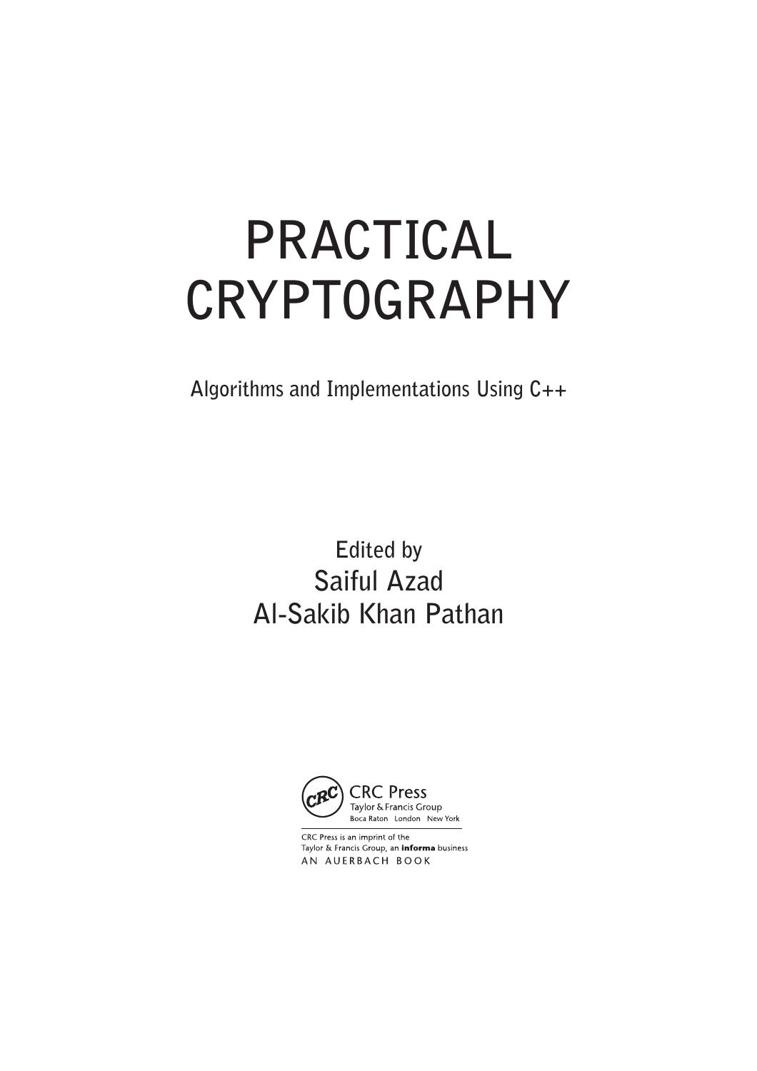# PRACTICAL CRYPTOGRAPHY

**Algorithms and Implementations Using C++**

Edited by

**Saiful Azad**

**Al-Sakib Khan Pathan**

CRC Press
Taylor & Francis Group
Boca Raton London New York

CRC Press is an imprint of the
Taylor & Francis Group, an **informa** business
AN AUERBACH BOOK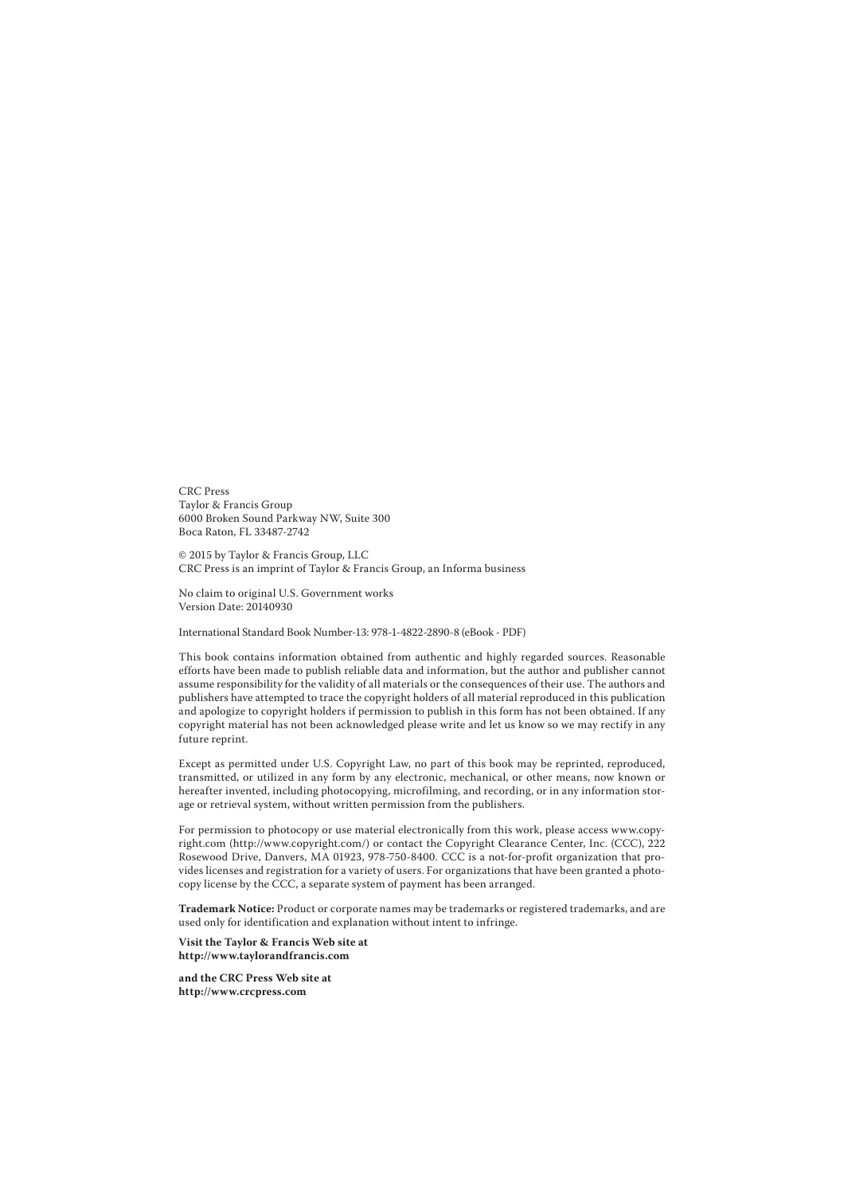CRC Press
Taylor & Francis Group
6000 Broken Sound Parkway NW, Suite 300
Boca Raton, FL 33487-2742

© 2015 by Taylor & Francis Group, LLC
CRC Press is an imprint of Taylor & Francis Group, an Informa business

No claim to original U.S. Government works
Version Date: 20140930

International Standard Book Number-13: 978-1-4822-2890-8 (eBook - PDF)

This book contains information obtained from authentic and highly regarded sources. Reasonable efforts have been made to publish reliable data and information, but the author and publisher cannot assume responsibility for the validity of all materials or the consequences of their use. The authors and publishers have attempted to trace the copyright holders of all material reproduced in this publication and apologize to copyright holders if permission to publish in this form has not been obtained. If any copyright material has not been acknowledged please write and let us know so we may rectify in any future reprint.

Except as permitted under U.S. Copyright Law, no part of this book may be reprinted, reproduced, transmitted, or utilized in any form by any electronic, mechanical, or other means, now known or hereafter invented, including photocopying, microfilming, and recording, or in any information storage or retrieval system, without written permission from the publishers.

For permission to photocopy or use material electronically from this work, please access www.copyright.com (http://www.copyright.com/) or contact the Copyright Clearance Center, Inc. (CCC), 222 Rosewood Drive, Danvers, MA 01923, 978-750-8400. CCC is a not-for-profit organization that provides licenses and registration for a variety of users. For organizations that have been granted a photocopy license by the CCC, a separate system of payment has been arranged.

**Trademark Notice:** Product or corporate names may be trademarks or registered trademarks, and are used only for identification and explanation without intent to infringe.

**Visit the Taylor & Francis Web site at**
**http://www.taylorandfrancis.com**

**and the CRC Press Web site at**
**http://www.crcpress.com**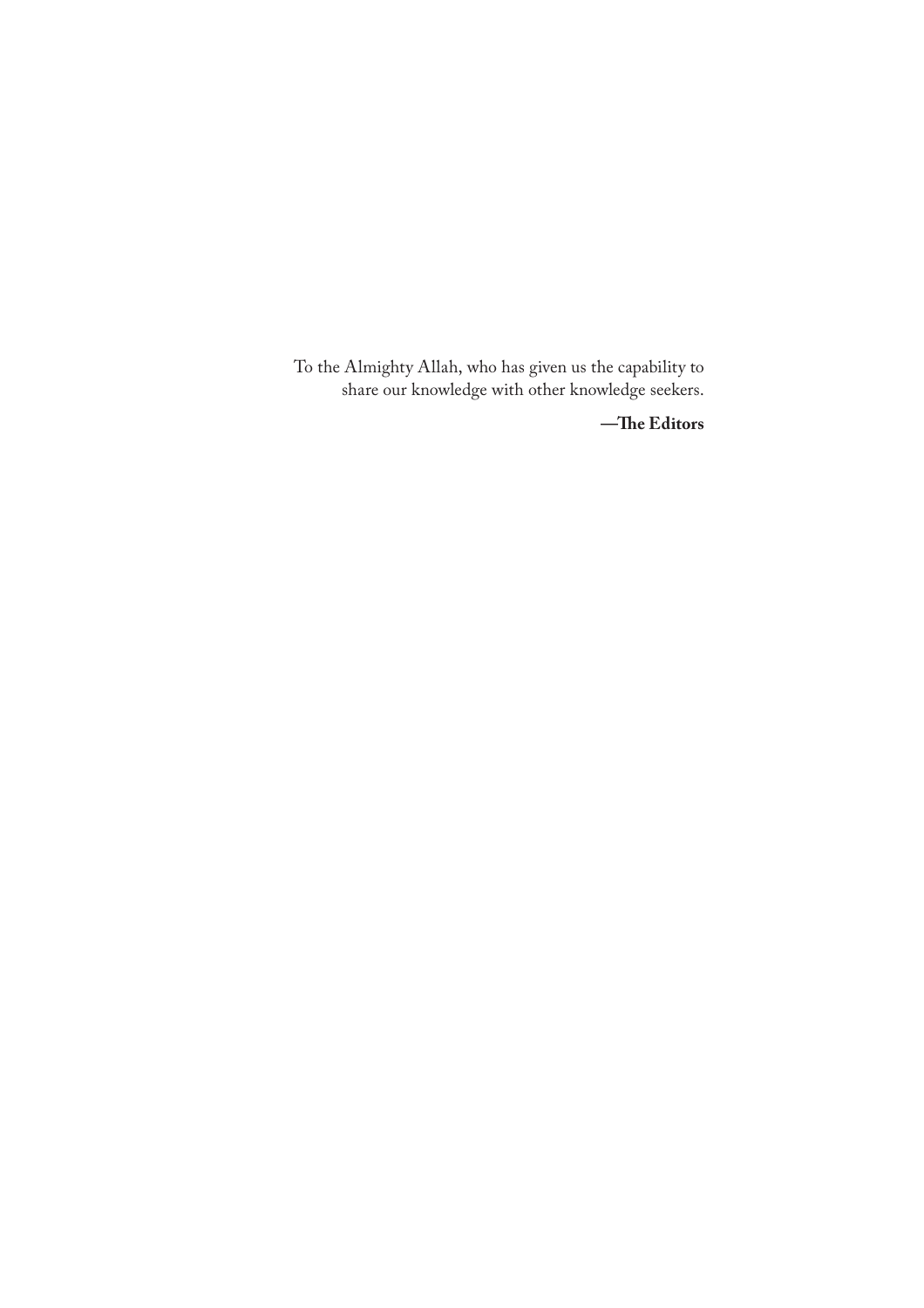To the Almighty Allah, who has given us the capability to share our knowledge with other knowledge seekers.

**—The Editors**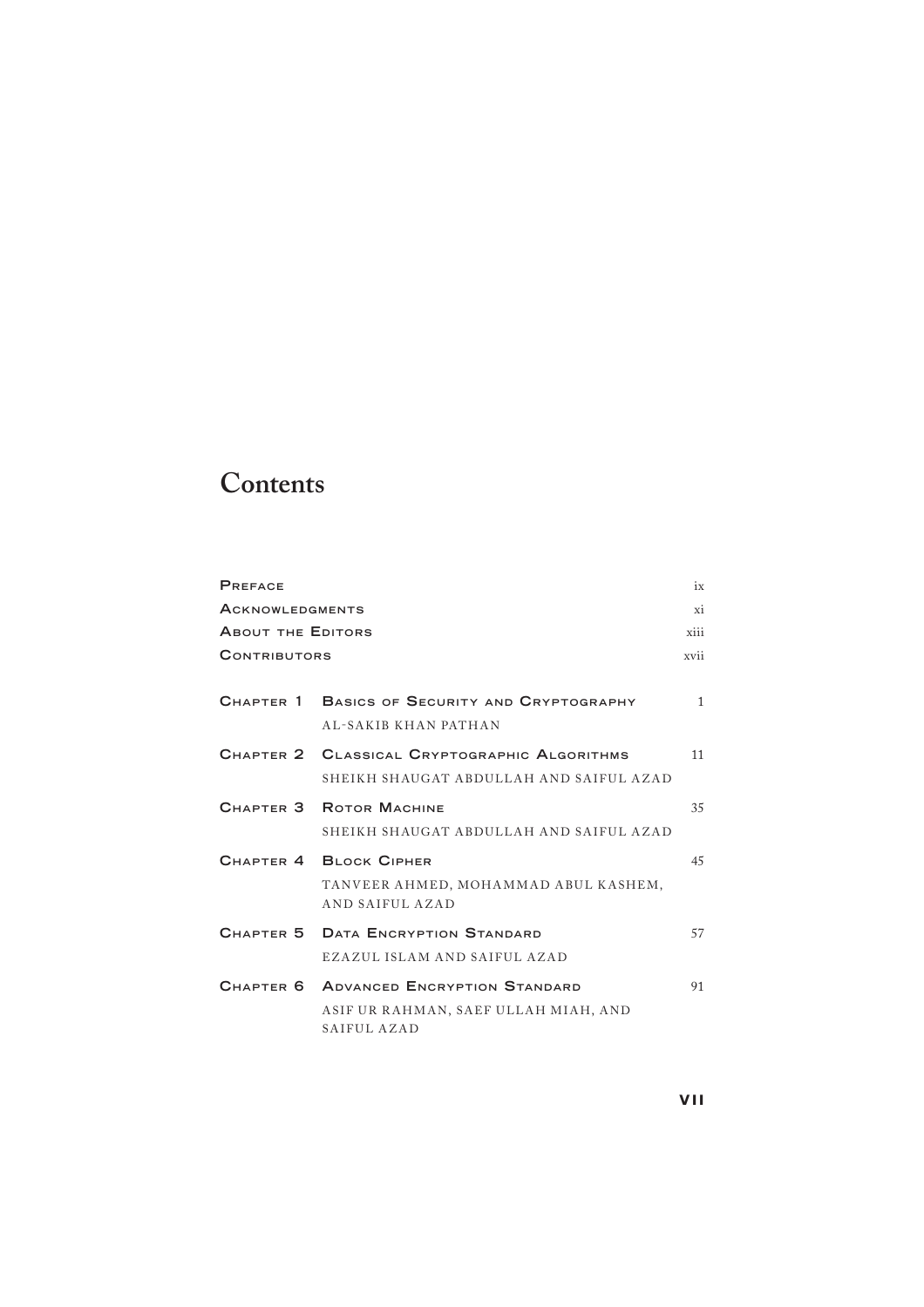# Contents

| | | |
|---|---|---|
| PREFACE | | ix |
| ACKNOWLEDGMENTS | | xi |
| ABOUT THE EDITORS | | xiii |
| CONTRIBUTORS | | xvii |
| CHAPTER 1 | BASICS OF SECURITY AND CRYPTOGRAPHY<br>AL-SAKIB KHAN PATHAN | 1 |
| CHAPTER 2 | CLASSICAL CRYPTOGRAPHIC ALGORITHMS<br>SHEIKH SHAUGAT ABDULLAH AND SAIFUL AZAD | 11 |
| CHAPTER 3 | ROTOR MACHINE<br>SHEIKH SHAUGAT ABDULLAH AND SAIFUL AZAD | 35 |
| CHAPTER 4 | BLOCK CIPHER<br>TANVEER AHMED, MOHAMMAD ABUL KASHEM, AND SAIFUL AZAD | 45 |
| CHAPTER 5 | DATA ENCRYPTION STANDARD<br>EZAZUL ISLAM AND SAIFUL AZAD | 57 |
| CHAPTER 6 | ADVANCED ENCRYPTION STANDARD<br>ASIF UR RAHMAN, SAEF ULLAH MIAH, AND SAIFUL AZAD | 91 |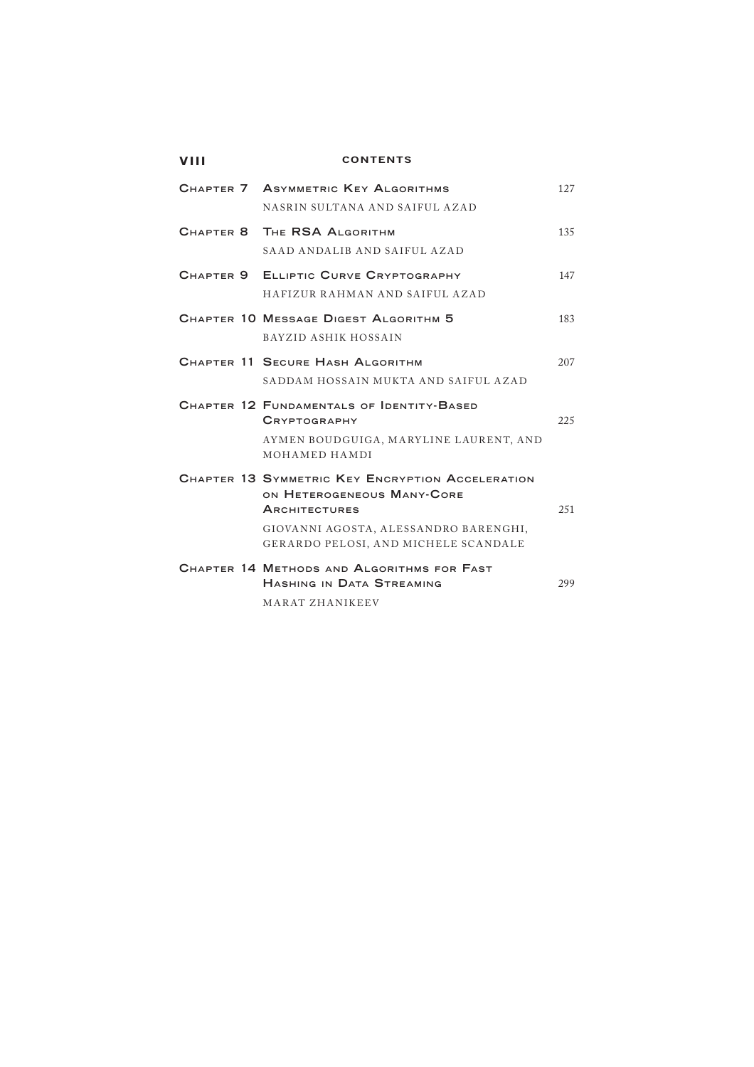| | | |
|---|---|---|
| **Chapter 7** | **Asymmetric Key Algorithms**<br>Nasrin Sultana and Saiful Azad | 127 |
| **Chapter 8** | **The RSA Algorithm**<br>Saad Andalib and Saiful Azad | 135 |
| **Chapter 9** | **Elliptic Curve Cryptography**<br>Hafizur Rahman and Saiful Azad | 147 |
| **Chapter 10** | **Message Digest Algorithm 5**<br>Bayzid Ashik Hossain | 183 |
| **Chapter 11** | **Secure Hash Algorithm**<br>Saddam Hossain Mukta and Saiful Azad | 207 |
| **Chapter 12** | **Fundamentals of Identity-Based Cryptography**<br>Aymen Boudguiga, Maryline Laurent, and Mohamed Hamdi | 225 |
| **Chapter 13** | **Symmetric Key Encryption Acceleration on Heterogeneous Many-Core Architectures**<br>Giovanni Agosta, Alessandro Barenghi, Gerardo Pelosi, and Michele Scandale | 251 |
| **Chapter 14** | **Methods and Algorithms for Fast Hashing in Data Streaming**<br>Marat Zhanikeev | 299 |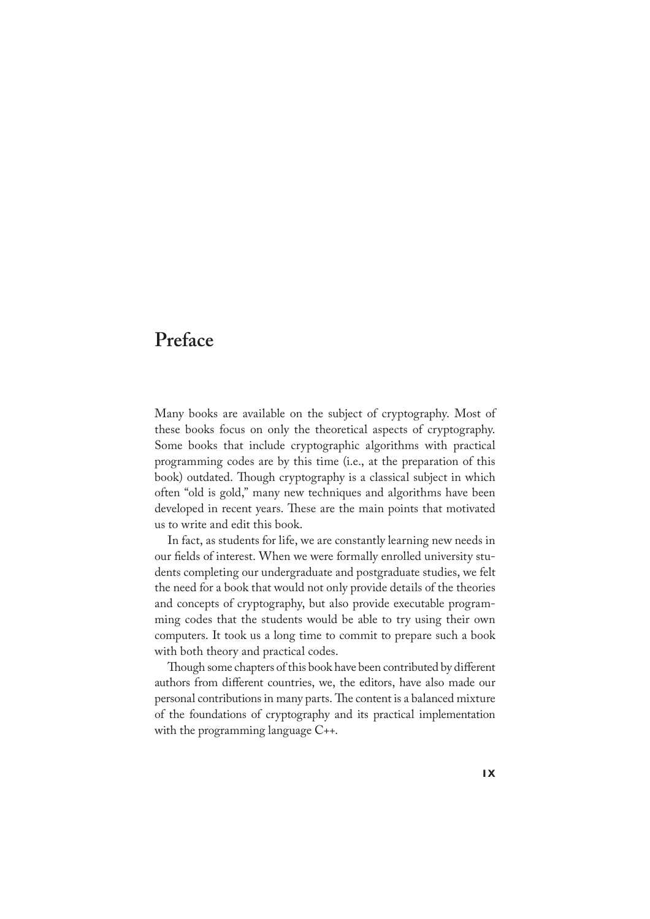# Preface

Many books are available on the subject of cryptography. Most of these books focus on only the theoretical aspects of cryptography. Some books that include cryptographic algorithms with practical programming codes are by this time (i.e., at the preparation of this book) outdated. Though cryptography is a classical subject in which often "old is gold," many new techniques and algorithms have been developed in recent years. These are the main points that motivated us to write and edit this book.

In fact, as students for life, we are constantly learning new needs in our fields of interest. When we were formally enrolled university students completing our undergraduate and postgraduate studies, we felt the need for a book that would not only provide details of the theories and concepts of cryptography, but also provide executable programming codes that the students would be able to try using their own computers. It took us a long time to commit to prepare such a book with both theory and practical codes.

Though some chapters of this book have been contributed by different authors from different countries, we, the editors, have also made our personal contributions in many parts. The content is a balanced mixture of the foundations of cryptography and its practical implementation with the programming language C++.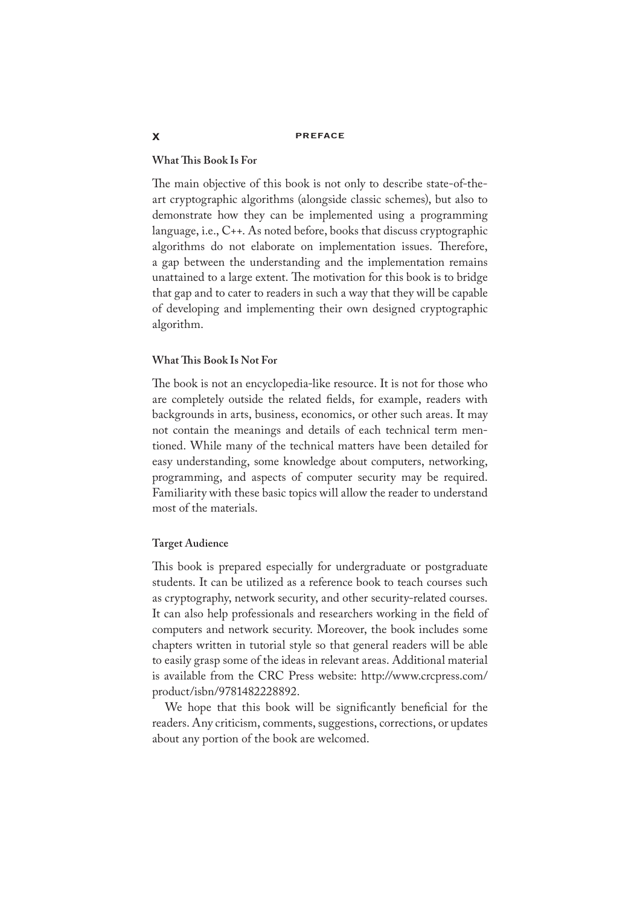### What This Book Is For

The main objective of this book is not only to describe state-of-the-art cryptographic algorithms (alongside classic schemes), but also to demonstrate how they can be implemented using a programming language, i.e., C++. As noted before, books that discuss cryptographic algorithms do not elaborate on implementation issues. Therefore, a gap between the understanding and the implementation remains unattained to a large extent. The motivation for this book is to bridge that gap and to cater to readers in such a way that they will be capable of developing and implementing their own designed cryptographic algorithm.

### What This Book Is Not For

The book is not an encyclopedia-like resource. It is not for those who are completely outside the related fields, for example, readers with backgrounds in arts, business, economics, or other such areas. It may not contain the meanings and details of each technical term mentioned. While many of the technical matters have been detailed for easy understanding, some knowledge about computers, networking, programming, and aspects of computer security may be required. Familiarity with these basic topics will allow the reader to understand most of the materials.

### Target Audience

This book is prepared especially for undergraduate or postgraduate students. It can be utilized as a reference book to teach courses such as cryptography, network security, and other security-related courses. It can also help professionals and researchers working in the field of computers and network security. Moreover, the book includes some chapters written in tutorial style so that general readers will be able to easily grasp some of the ideas in relevant areas. Additional material is available from the CRC Press website: http://www.crcpress.com/product/isbn/9781482228892.

We hope that this book will be significantly beneficial for the readers. Any criticism, comments, suggestions, corrections, or updates about any portion of the book are welcomed.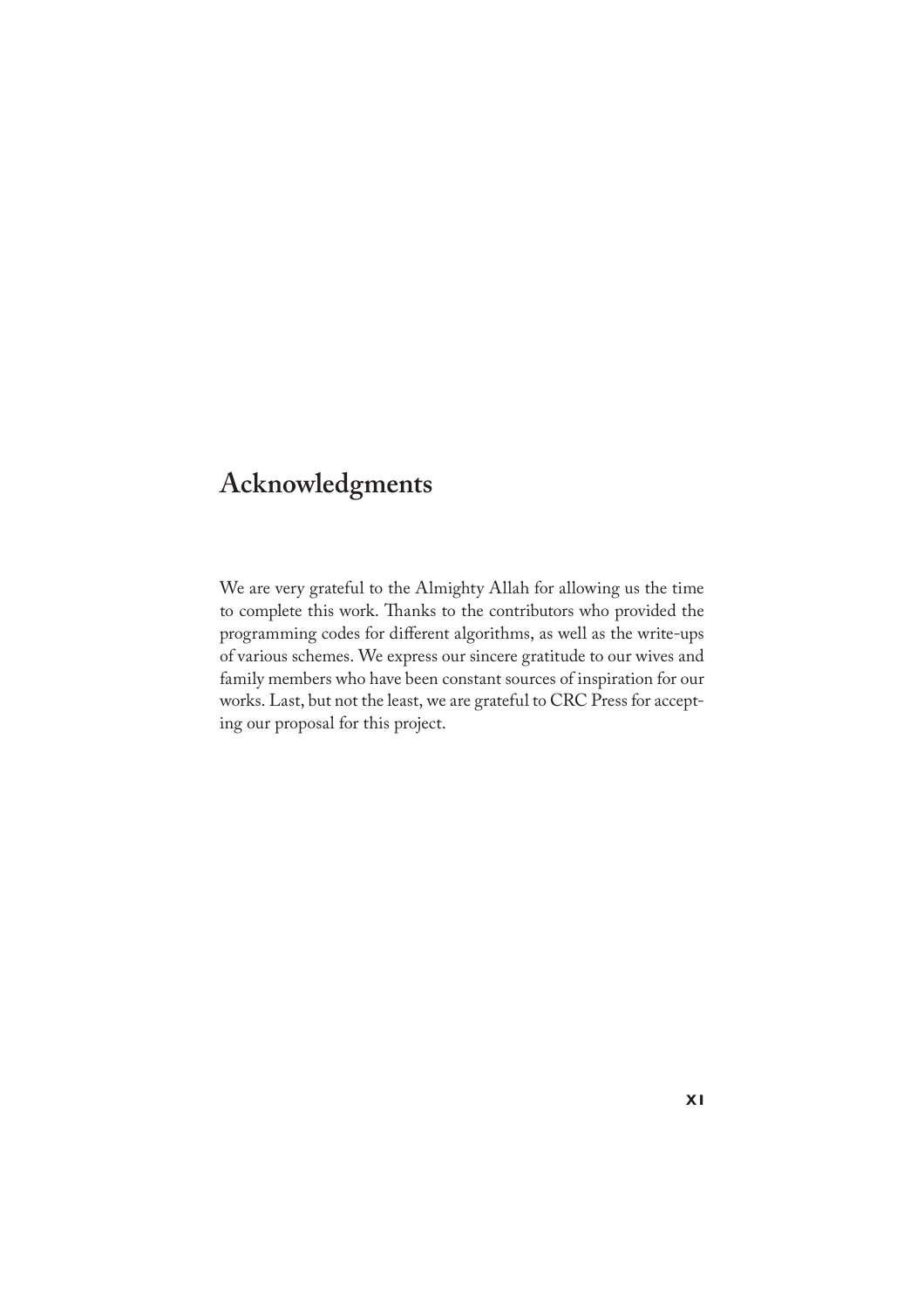# Acknowledgments

We are very grateful to the Almighty Allah for allowing us the time to complete this work. Thanks to the contributors who provided the programming codes for different algorithms, as well as the write-ups of various schemes. We express our sincere gratitude to our wives and family members who have been constant sources of inspiration for our works. Last, but not the least, we are grateful to CRC Press for accepting our proposal for this project.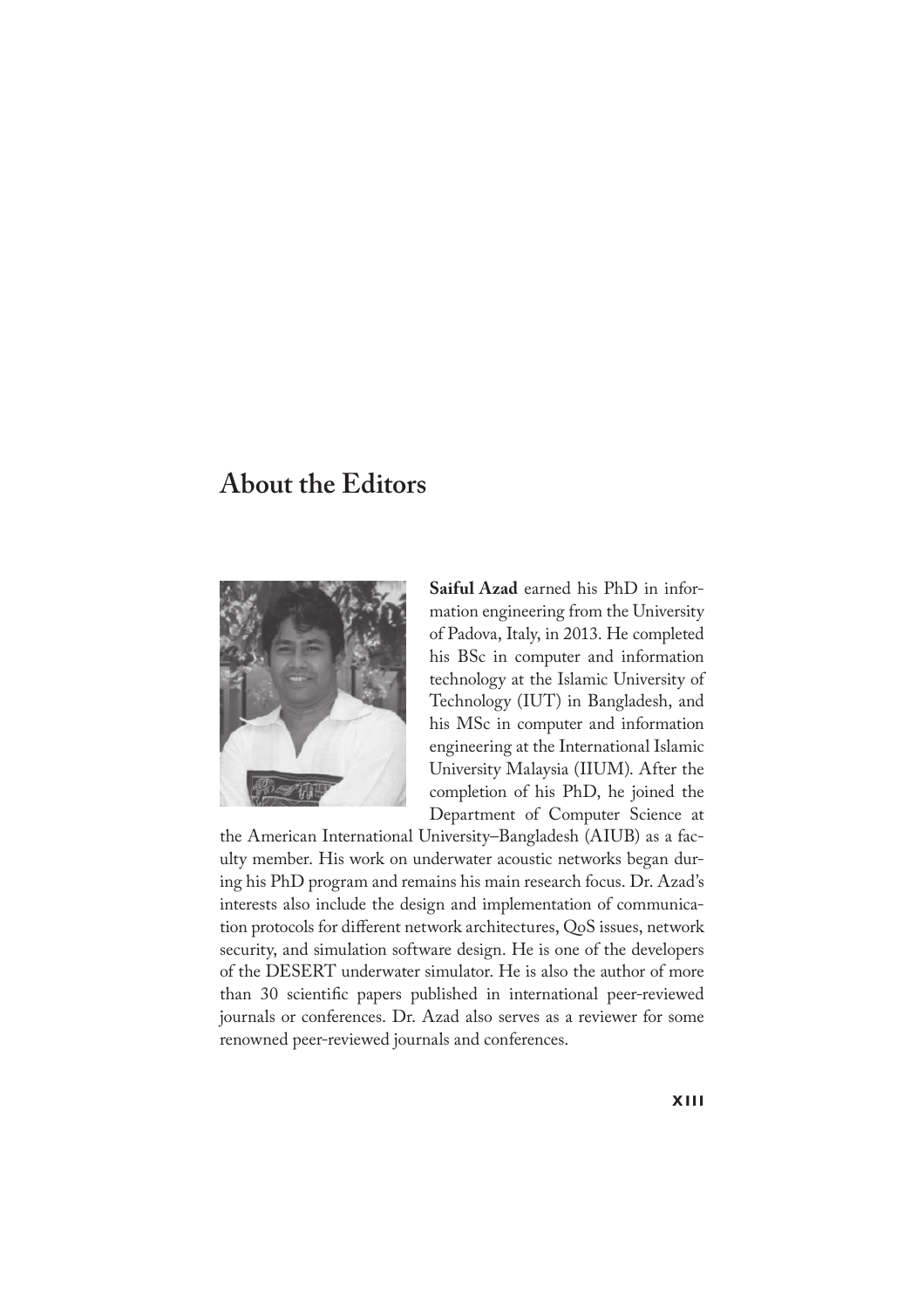# About the Editors

**Saiful Azad** earned his PhD in information engineering from the University of Padova, Italy, in 2013. He completed his BSc in computer and information technology at the Islamic University of Technology (IUT) in Bangladesh, and his MSc in computer and information engineering at the International Islamic University Malaysia (IIUM). After the completion of his PhD, he joined the Department of Computer Science at the American International University–Bangladesh (AIUB) as a faculty member. His work on underwater acoustic networks began during his PhD program and remains his main research focus. Dr. Azad's interests also include the design and implementation of communication protocols for different network architectures, QoS issues, network security, and simulation software design. He is one of the developers of the DESERT underwater simulator. He is also the author of more than 30 scientific papers published in international peer-reviewed journals or conferences. Dr. Azad also serves as a reviewer for some renowned peer-reviewed journals and conferences.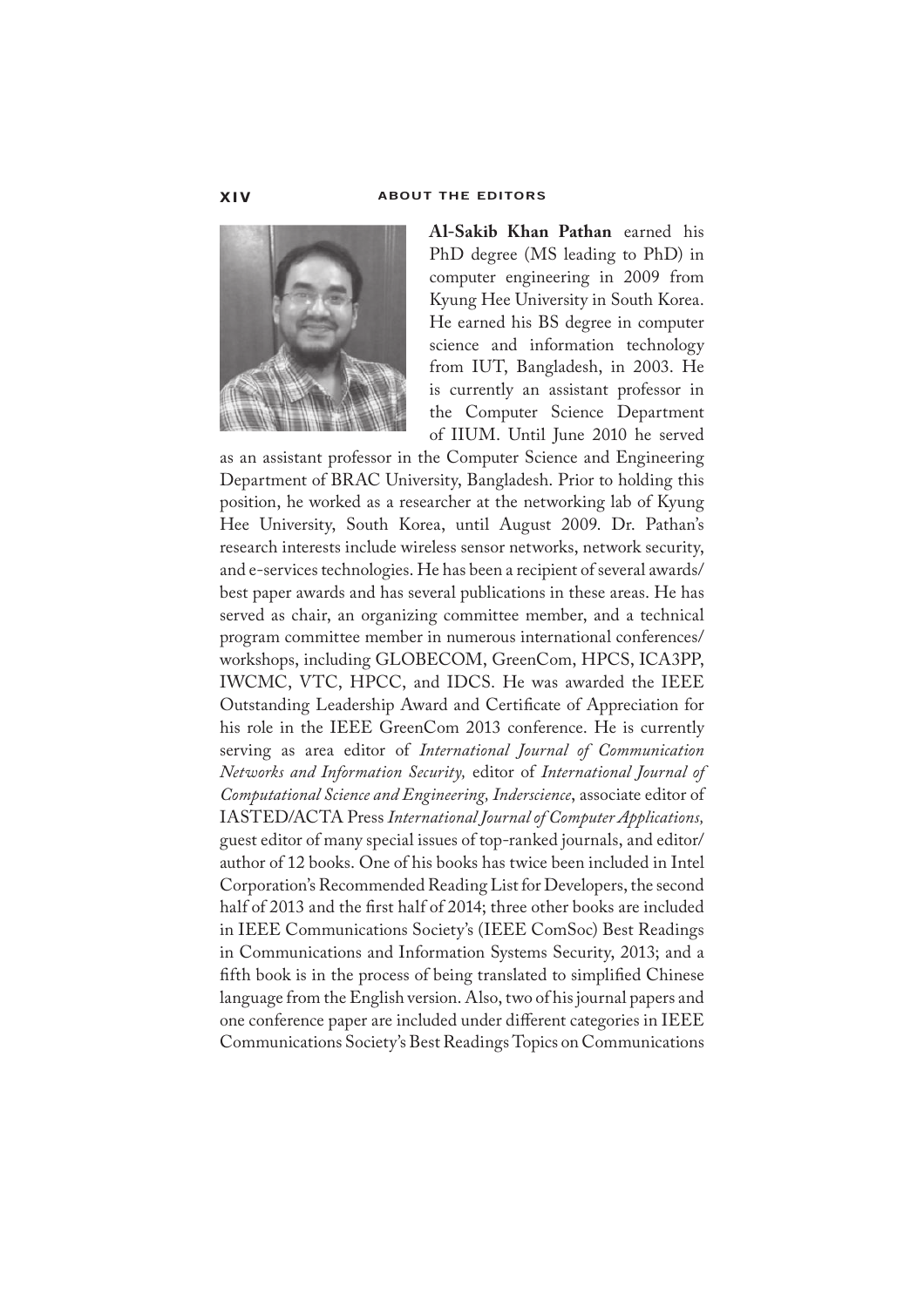**Al-Sakib Khan Pathan** earned his PhD degree (MS leading to PhD) in computer engineering in 2009 from Kyung Hee University in South Korea. He earned his BS degree in computer science and information technology from IUT, Bangladesh, in 2003. He is currently an assistant professor in the Computer Science Department of IIUM. Until June 2010 he served as an assistant professor in the Computer Science and Engineering Department of BRAC University, Bangladesh. Prior to holding this position, he worked as a researcher at the networking lab of Kyung Hee University, South Korea, until August 2009. Dr. Pathan's research interests include wireless sensor networks, network security, and e-services technologies. He has been a recipient of several awards/best paper awards and has several publications in these areas. He has served as chair, an organizing committee member, and a technical program committee member in numerous international conferences/workshops, including GLOBECOM, GreenCom, HPCS, ICA3PP, IWCMC, VTC, HPCC, and IDCS. He was awarded the IEEE Outstanding Leadership Award and Certificate of Appreciation for his role in the IEEE GreenCom 2013 conference. He is currently serving as area editor of *International Journal of Communication Networks and Information Security,* editor of *International Journal of Computational Science and Engineering, Inderscience*, associate editor of IASTED/ACTA Press *International Journal of Computer Applications,* guest editor of many special issues of top-ranked journals, and editor/author of 12 books. One of his books has twice been included in Intel Corporation's Recommended Reading List for Developers, the second half of 2013 and the first half of 2014; three other books are included in IEEE Communications Society's (IEEE ComSoc) Best Readings in Communications and Information Systems Security, 2013; and a fifth book is in the process of being translated to simplified Chinese language from the English version. Also, two of his journal papers and one conference paper are included under different categories in IEEE Communications Society's Best Readings Topics on Communications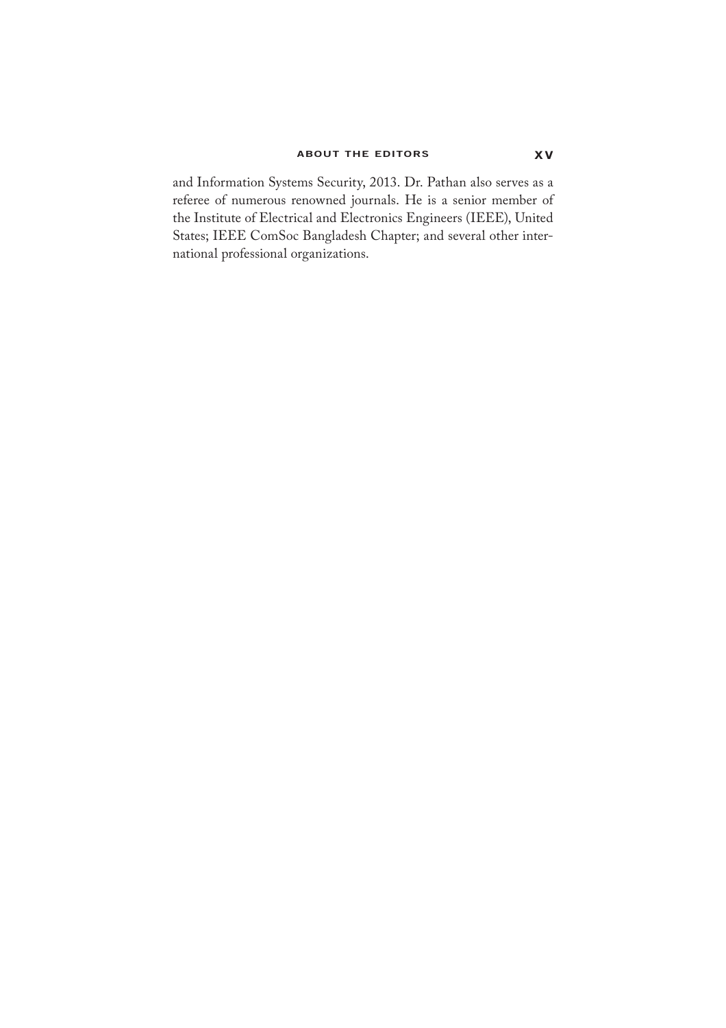and Information Systems Security, 2013. Dr. Pathan also serves as a referee of numerous renowned journals. He is a senior member of the Institute of Electrical and Electronics Engineers (IEEE), United States; IEEE ComSoc Bangladesh Chapter; and several other international professional organizations.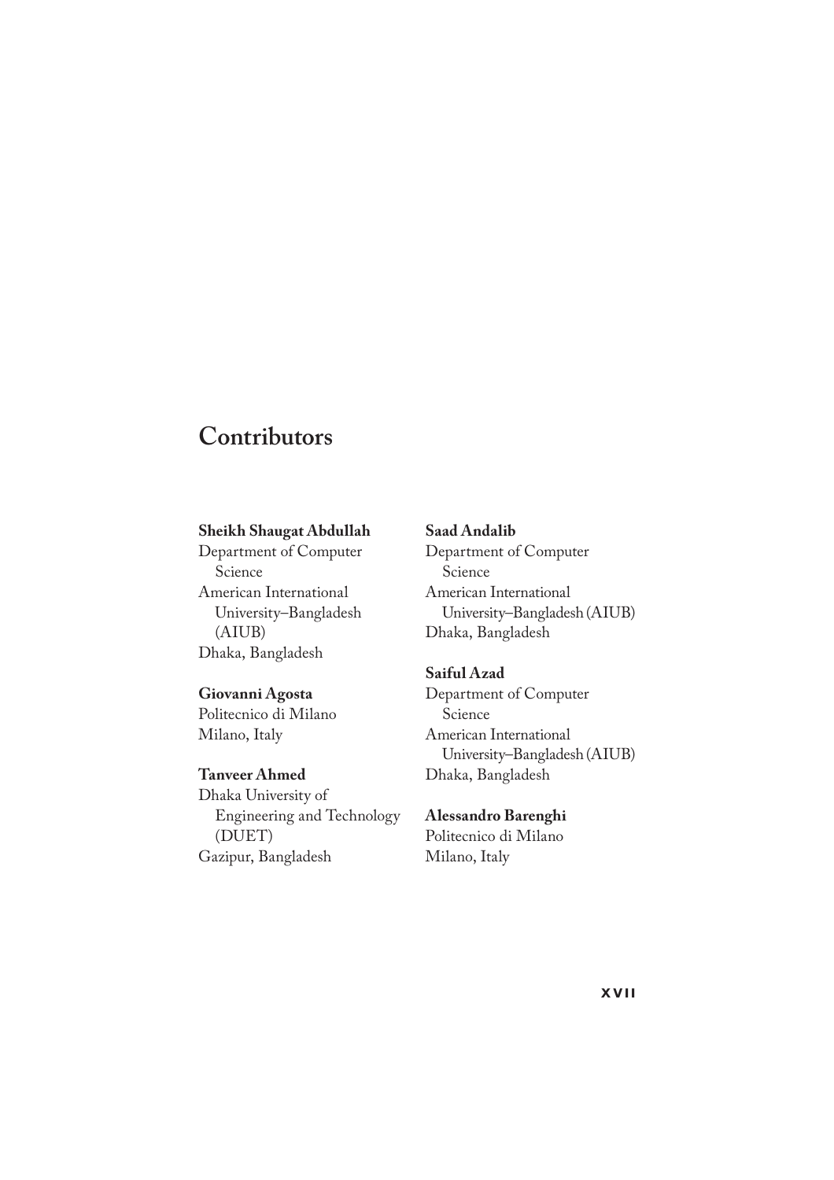# Contributors

**Sheikh Shaugat Abdullah**
Department of Computer Science
American International University–Bangladesh (AIUB)
Dhaka, Bangladesh

**Giovanni Agosta**
Politecnico di Milano
Milano, Italy

**Tanveer Ahmed**
Dhaka University of Engineering and Technology (DUET)
Gazipur, Bangladesh

**Saad Andalib**
Department of Computer Science
American International University–Bangladesh (AIUB)
Dhaka, Bangladesh

**Saiful Azad**
Department of Computer Science
American International University–Bangladesh (AIUB)
Dhaka, Bangladesh

**Alessandro Barenghi**
Politecnico di Milano
Milano, Italy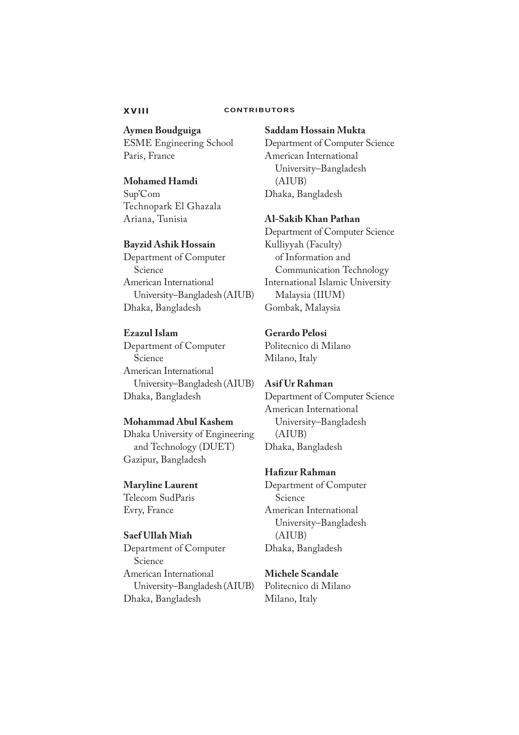**Aymen Boudguiga**
ESME Engineering School
Paris, France

**Mohamed Hamdi**
Sup'Com
Technopark El Ghazala
Ariana, Tunisia

**Bayzid Ashik Hossain**
Department of Computer Science
American International University–Bangladesh (AIUB)
Dhaka, Bangladesh

**Ezazul Islam**
Department of Computer Science
American International University–Bangladesh (AIUB)
Dhaka, Bangladesh

**Mohammad Abul Kashem**
Dhaka University of Engineering and Technology (DUET)
Gazipur, Bangladesh

**Maryline Laurent**
Telecom SudParis
Evry, France

**Saef Ullah Miah**
Department of Computer Science
American International University–Bangladesh (AIUB)
Dhaka, Bangladesh

**Saddam Hossain Mukta**
Department of Computer Science
American International University–Bangladesh (AIUB)
Dhaka, Bangladesh

**Al-Sakib Khan Pathan**
Department of Computer Science
Kulliyyah (Faculty) of Information and Communication Technology
International Islamic University Malaysia (IIUM)
Gombak, Malaysia

**Gerardo Pelosi**
Politecnico di Milano
Milano, Italy

**Asif Ur Rahman**
Department of Computer Science
American International University–Bangladesh (AIUB)
Dhaka, Bangladesh

**Hafizur Rahman**
Department of Computer Science
American International University–Bangladesh (AIUB)
Dhaka, Bangladesh

**Michele Scandale**
Politecnico di Milano
Milano, Italy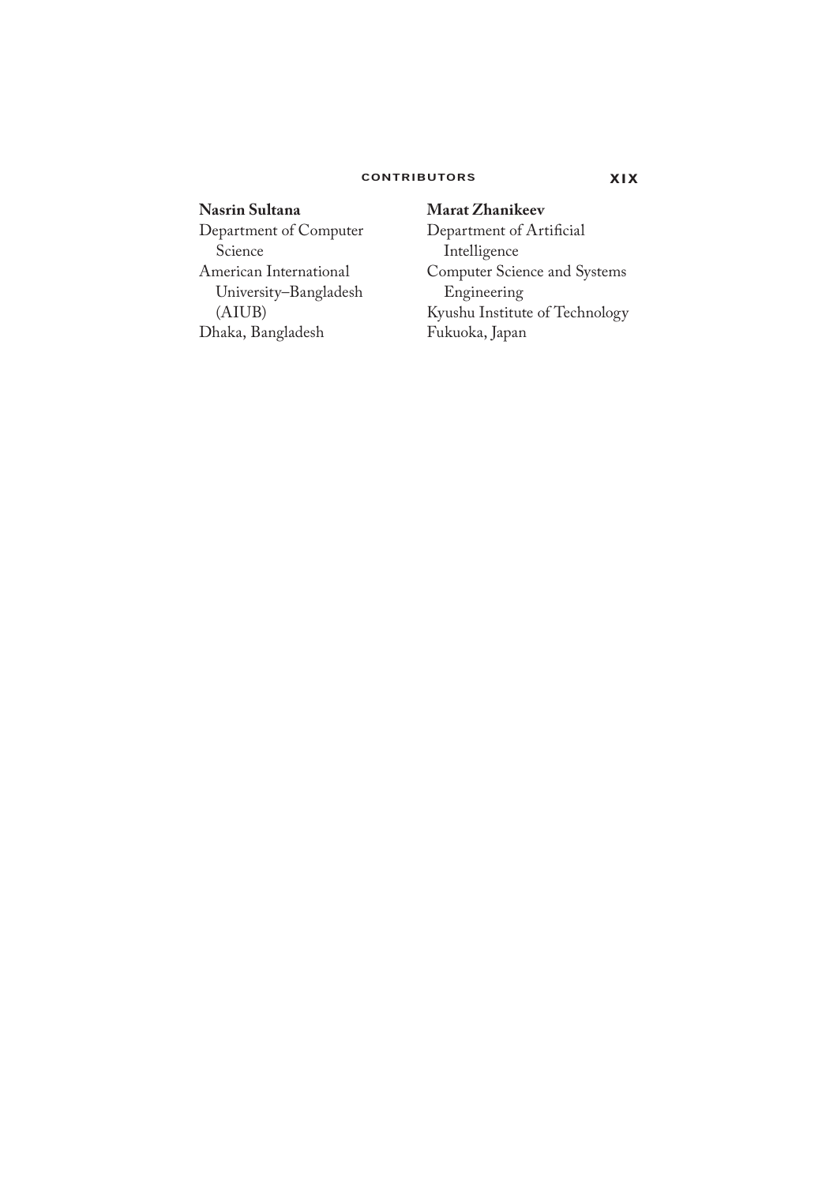**Nasrin Sultana**
Department of Computer Science
American International University–Bangladesh (AIUB)
Dhaka, Bangladesh

**Marat Zhanikeev**
Department of Artificial Intelligence
Computer Science and Systems Engineering
Kyushu Institute of Technology
Fukuoka, Japan